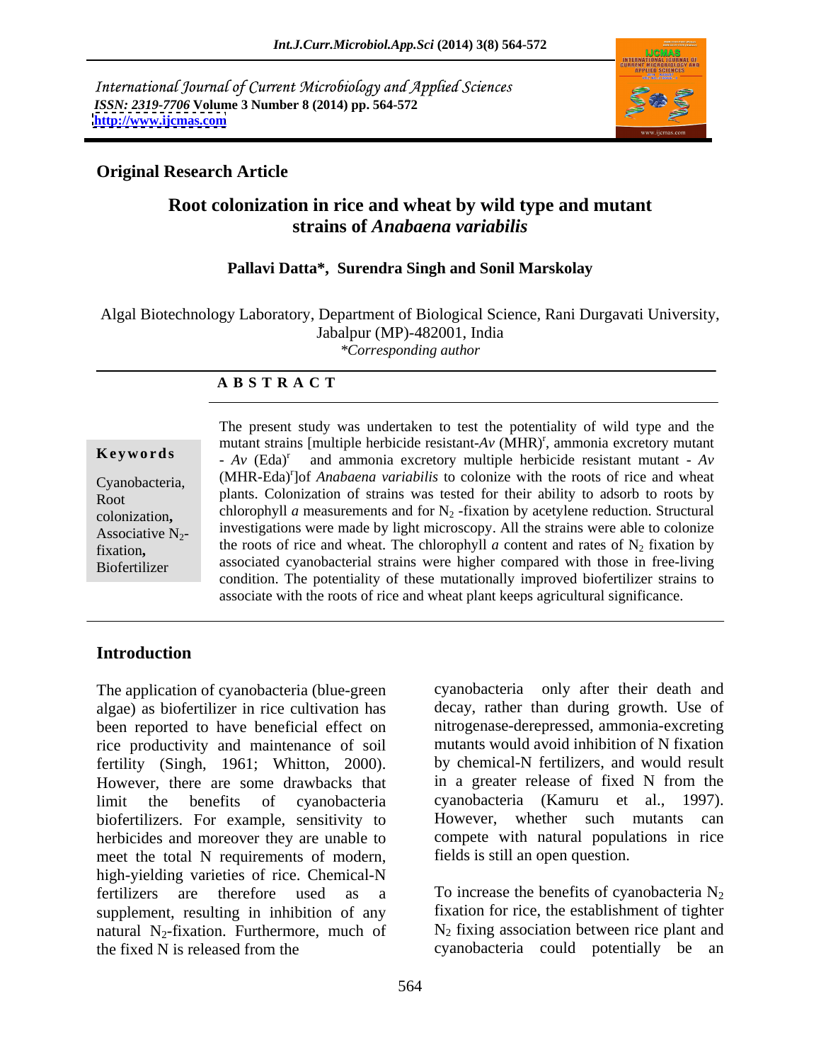International Journal of Current Microbiology and Applied Sciences
*ISSN: 2319-7706* **Volume 3 Number 8 (2014) pp. 564-572**
**http://www.ijcmas.com**

**Original Research Article**

# Root colonization in rice and wheat by wild type and mutant strains of *Anabaena variabilis*

**Pallavi Datta\*, Surendra Singh and Sonil Marskolay**

Algal Biotechnology Laboratory, Department of Biological Science, Rani Durgavati University, Jabalpur (MP)-482001, India
*\*Corresponding author*

## A B S T R A C T

**Keywords**

Cyanobacteria, Root colonization**,** Associative $N_2$-fixation**,** Biofertilizer

The present study was undertaken to test the potentiality of wild type and the mutant strains [multiple herbicide resistant-*Av* (MHR)$^r$, ammonia excretory mutant - *Av* (Eda)$^r$ and ammonia excretory multiple herbicide resistant mutant - *Av* (MHR-Eda)$^r$]of *Anabaena variabilis* to colonize with the roots of rice and wheat plants. Colonization of strains was tested for their ability to adsorb to roots by chlorophyll *a* measurements and for $N_2$ -fixation by acetylene reduction. Structural investigations were made by light microscopy. All the strains were able to colonize the roots of rice and wheat. The chlorophyll *a* content and rates of $N_2$ fixation by associated cyanobacterial strains were higher compared with those in free-living condition. The potentiality of these mutationally improved biofertilizer strains to associate with the roots of rice and wheat plant keeps agricultural significance.

## Introduction

The application of cyanobacteria (blue-green algae) as biofertilizer in rice cultivation has been reported to have beneficial effect on rice productivity and maintenance of soil fertility (Singh, 1961; Whitton, 2000). However, there are some drawbacks that limit the benefits of cyanobacteria biofertilizers. For example, sensitivity to herbicides and moreover they are unable to meet the total N requirements of modern, high-yielding varieties of rice. Chemical-N fertilizers are therefore used as a supplement, resulting in inhibition of any natural $N_2$-fixation. Furthermore, much of the fixed N is released from the cyanobacteria only after their death and decay, rather than during growth. Use of nitrogenase-derepressed, ammonia-excreting mutants would avoid inhibition of N fixation by chemical-N fertilizers, and would result in a greater release of fixed N from the cyanobacteria (Kamuru et al., 1997). However, whether such mutants can compete with natural populations in rice fields is still an open question.

To increase the benefits of cyanobacteria $N_2$ fixation for rice, the establishment of tighter $N_2$ fixing association between rice plant and cyanobacteria could potentially be an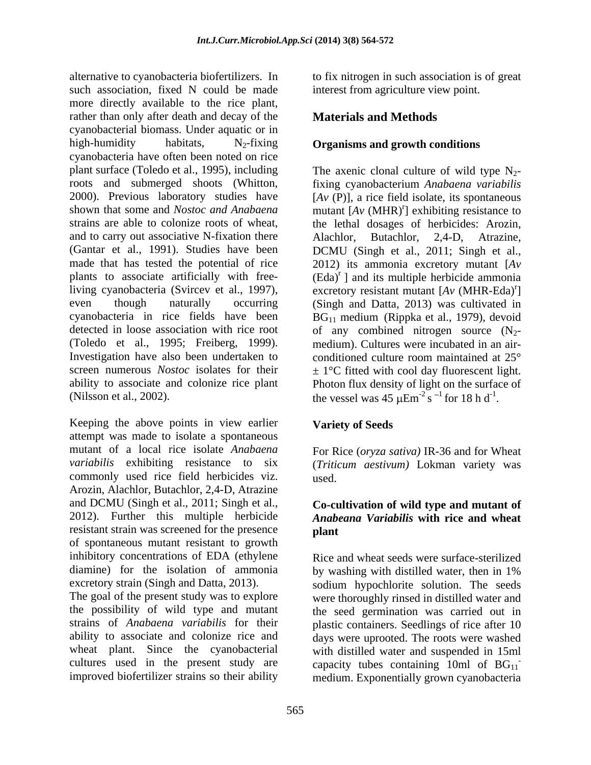alternative to cyanobacteria biofertilizers. In such association, fixed N could be made more directly available to the rice plant, rather than only after death and decay of the cyanobacterial biomass. Under aquatic or in high-humidity habitats, $N_2$-fixing cyanobacteria have often been noted on rice plant surface (Toledo et al., 1995), including roots and submerged shoots (Whitton, 2000). Previous laboratory studies have shown that some and *Nostoc and Anabaena* strains are able to colonize roots of wheat, and to carry out associative N-fixation there (Gantar et al., 1991). Studies have been made that has tested the potential of rice plants to associate artificially with free-living cyanobacteria (Svircev et al., 1997), even though naturally occurring cyanobacteria in rice fields have been detected in loose association with rice root (Toledo et al., 1995; Freiberg, 1999). Investigation have also been undertaken to screen numerous *Nostoc* isolates for their ability to associate and colonize rice plant (Nilsson et al., 2002).

Keeping the above points in view earlier attempt was made to isolate a spontaneous mutant of a local rice isolate *Anabaena variabilis* exhibiting resistance to six commonly used rice field herbicides viz. Arozin, Alachlor, Butachlor, 2,4-D, Atrazine and DCMU (Singh et al., 2011; Singh et al., 2012). Further this multiple herbicide resistant strain was screened for the presence of spontaneous mutant resistant to growth inhibitory concentrations of EDA (ethylene diamine) for the isolation of ammonia excretory strain (Singh and Datta, 2013).
The goal of the present study was to explore the possibility of wild type and mutant strains of *Anabaena variabilis* for their ability to associate and colonize rice and wheat plant. Since the cyanobacterial cultures used in the present study are improved biofertilizer strains so their ability to fix nitrogen in such association is of great interest from agriculture view point.

## Materials and Methods

### Organisms and growth conditions

The axenic clonal culture of wild type $N_2$-fixing cyanobacterium *Anabaena variabilis* [*Av* (P)], a rice field isolate, its spontaneous mutant [*Av* $(MHR)^r$] exhibiting resistance to the lethal dosages of herbicides: Arozin, Alachlor, Butachlor, 2,4-D, Atrazine, DCMU (Singh et al., 2011; Singh et al., 2012) its ammonia excretory mutant [*Av* $(Eda)^r$ ] and its multiple herbicide ammonia excretory resistant mutant [*Av* $(MHR\text{-}Eda)^r$] (Singh and Datta, 2013) was cultivated in $BG_{11}$ medium (Rippka et al., 1979), devoid of any combined nitrogen source ($N_2$-medium). Cultures were incubated in an air-conditioned culture room maintained at 25° ± 1°C fitted with cool day fluorescent light. Photon flux density of light on the surface of the vessel was 45 $\mu Em^{-2} s^{-1}$ for 18 h $d^{-1}$.

### Variety of Seeds

For Rice (*oryza sativa)* IR-36 and for Wheat (*Triticum aestivum)* Lokman variety was used.

### Co-cultivation of wild type and mutant of *Anabeana Variabilis* with rice and wheat plant

Rice and wheat seeds were surface-sterilized by washing with distilled water, then in 1% sodium hypochlorite solution. The seeds were thoroughly rinsed in distilled water and the seed germination was carried out in plastic containers. Seedlings of rice after 10 days were uprooted. The roots were washed with distilled water and suspended in 15ml capacity tubes containing 10ml of $BG_{11}^-$ medium. Exponentially grown cyanobacteria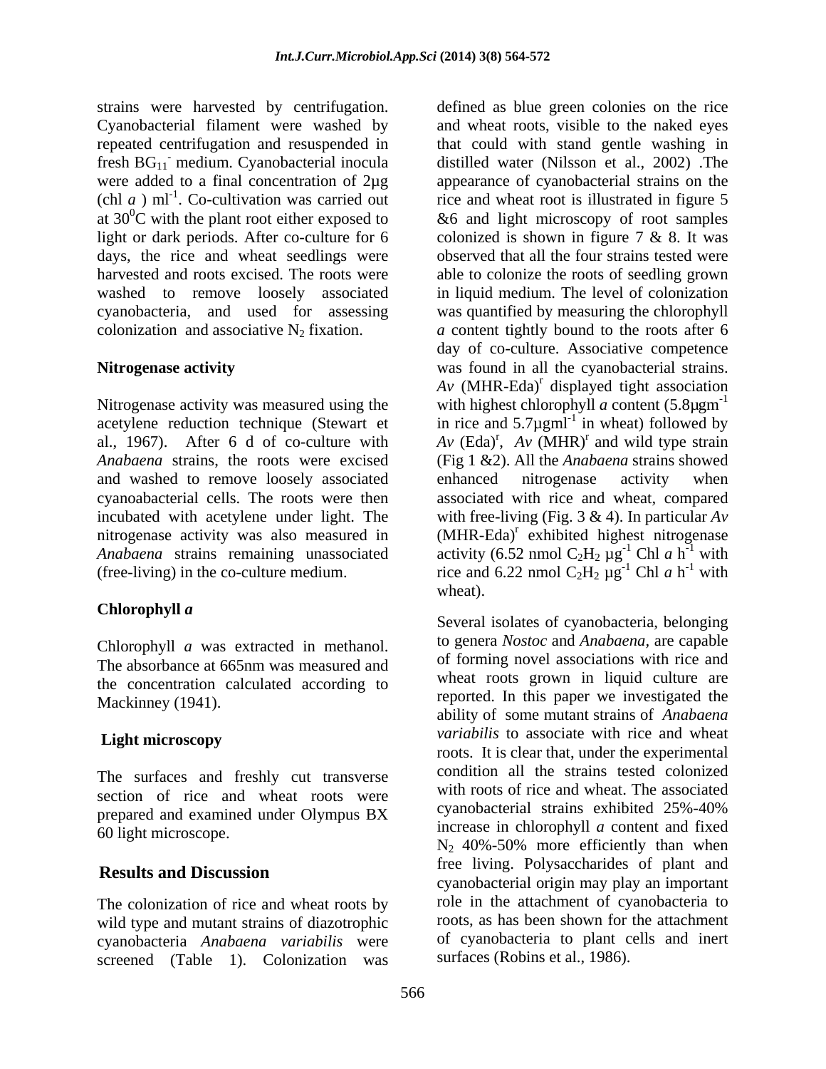strains were harvested by centrifugation. Cyanobacterial filament were washed by repeated centrifugation and resuspended in fresh $BG_{11}^{-}$ medium. Cyanobacterial inocula were added to a final concentration of 2µg (chl *a* ) $ml^{-1}$. Co-cultivation was carried out at $30^0$C with the plant root either exposed to light or dark periods. After co-culture for 6 days, the rice and wheat seedlings were harvested and roots excised. The roots were washed to remove loosely associated cyanobacteria, and used for assessing colonization and associative $N_2$ fixation.

**Nitrogenase activity**

Nitrogenase activity was measured using the acetylene reduction technique (Stewart et al., 1967). After 6 d of co-culture with *Anabaena* strains, the roots were excised and washed to remove loosely associated cyanoabacterial cells. The roots were then incubated with acetylene under light. The nitrogenase activity was also measured in *Anabaena* strains remaining unassociated (free-living) in the co-culture medium.

**Chlorophyll *a***

Chlorophyll *a* was extracted in methanol. The absorbance at 665nm was measured and the concentration calculated according to Mackinney (1941).

**Light microscopy**

The surfaces and freshly cut transverse section of rice and wheat roots were prepared and examined under Olympus BX 60 light microscope.

## Results and Discussion

The colonization of rice and wheat roots by wild type and mutant strains of diazotrophic cyanobacteria *Anabaena variabilis* were screened (Table 1). Colonization was defined as blue green colonies on the rice and wheat roots, visible to the naked eyes that could with stand gentle washing in distilled water (Nilsson et al., 2002) .The appearance of cyanobacterial strains on the rice and wheat root is illustrated in figure 5 &6 and light microscopy of root samples colonized is shown in figure 7 & 8. It was observed that all the four strains tested were able to colonize the roots of seedling grown in liquid medium. The level of colonization was quantified by measuring the chlorophyll *a* content tightly bound to the roots after 6 day of co-culture. Associative competence was found in all the cyanobacterial strains. *Av* (MHR-Eda)$^r$ displayed tight association with highest chlorophyll *a* content (5.8µg$m^{-1}$ in rice and 5.7µg$ml^{-1}$ in wheat) followed by *Av* (Eda)$^r$, *Av* (MHR)$^r$ and wild type strain (Fig 1 &2). All the *Anabaena* strains showed enhanced nitrogenase activity when associated with rice and wheat, compared with free-living (Fig. 3 & 4). In particular *Av* (MHR-Eda)$^r$ exhibited highest nitrogenase activity (6.52 nmol $C_2H_2$ $\mu g^{-1}$ Chl *a* $h^{-1}$ with rice and 6.22 nmol $C_2H_2$ $\mu g^{-1}$ Chl *a* $h^{-1}$ with wheat).

Several isolates of cyanobacteria, belonging to genera *Nostoc* and *Anabaena*, are capable of forming novel associations with rice and wheat roots grown in liquid culture are reported. In this paper we investigated the ability of some mutant strains of *Anabaena variabilis* to associate with rice and wheat roots. It is clear that, under the experimental condition all the strains tested colonized with roots of rice and wheat. The associated cyanobacterial strains exhibited 25%-40% increase in chlorophyll *a* content and fixed $N_2$ 40%-50% more efficiently than when free living. Polysaccharides of plant and cyanobacterial origin may play an important role in the attachment of cyanobacteria to roots, as has been shown for the attachment of cyanobacteria to plant cells and inert surfaces (Robins et al., 1986).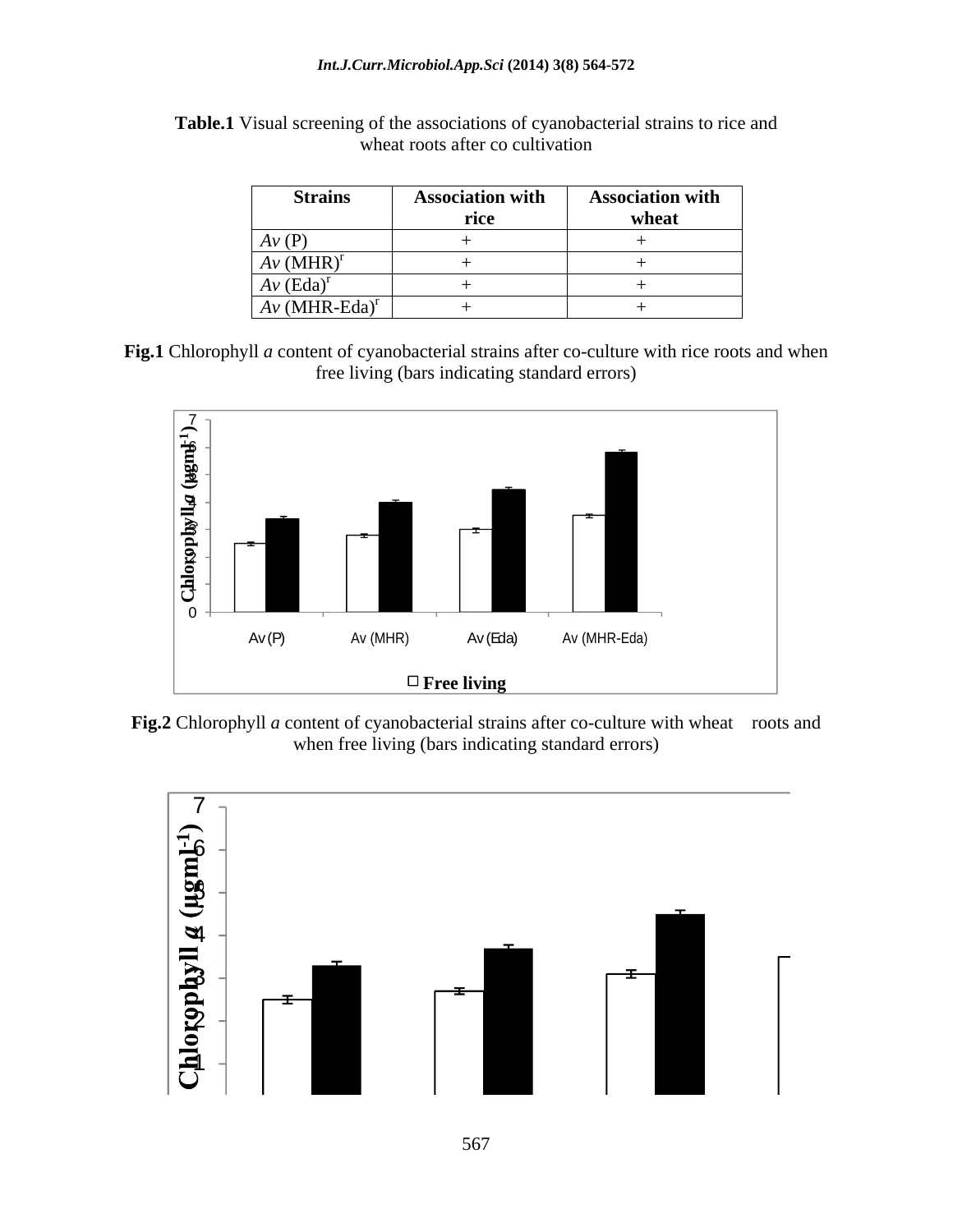**Table.1** Visual screening of the associations of cyanobacterial strains to rice and wheat roots after co cultivation

| Strains | Association with rice | Association with wheat |
|---|---|---|
| *Av* (P) | + | + |
| *Av* (MHR)$^r$ | + | + |
| *Av* (Eda)$^r$ | + | + |
| *Av* (MHR-Eda)$^r$ | + | + |

**Fig.1** Chlorophyll *a* content of cyanobacterial strains after co-culture with rice roots and when free living (bars indicating standard errors)

**Fig.2** Chlorophyll *a* content of cyanobacterial strains after co-culture with wheat roots and when free living (bars indicating standard errors)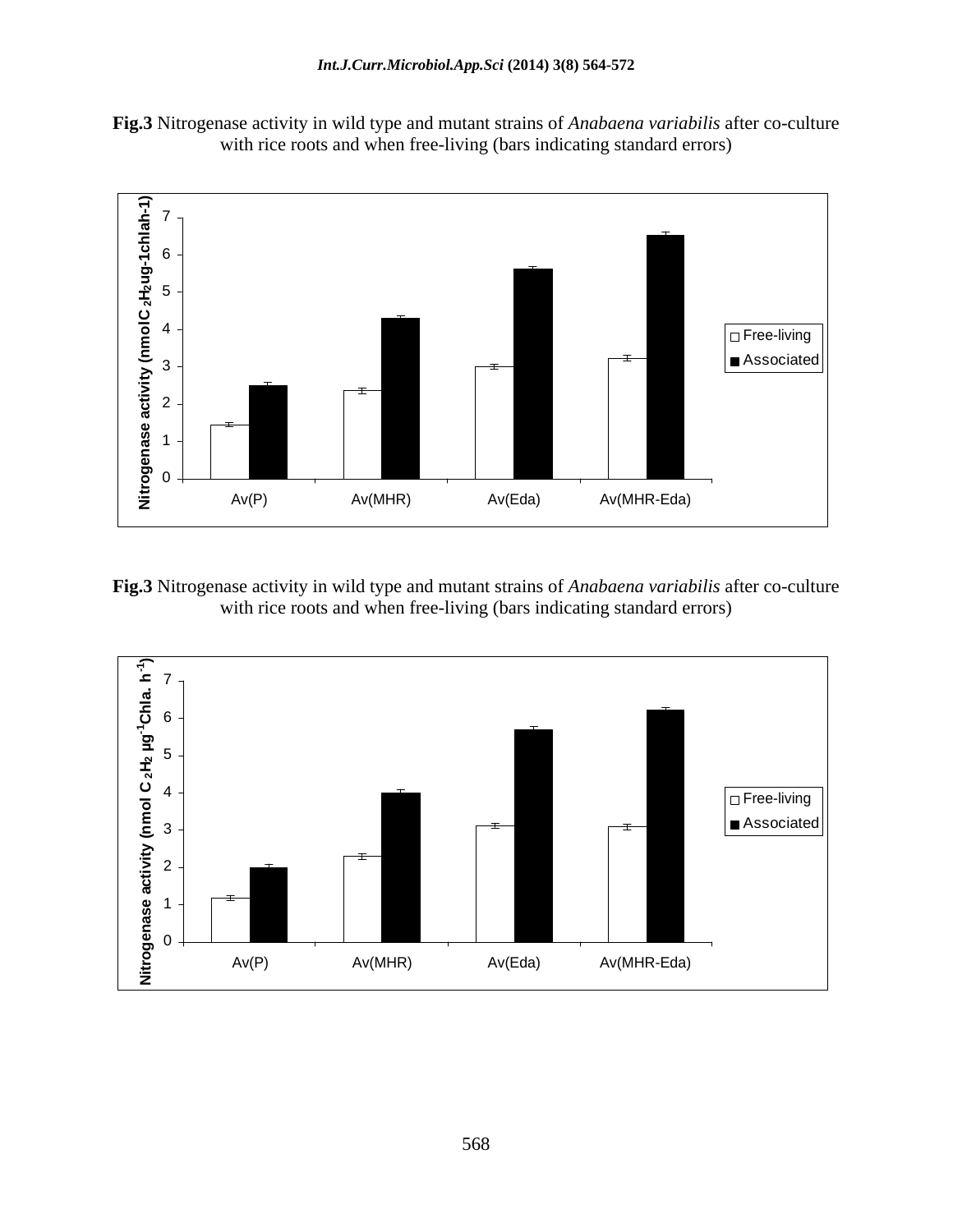**Fig.3** Nitrogenase activity in wild type and mutant strains of *Anabaena variabilis* after co-culture with rice roots and when free-living (bars indicating standard errors)

**Fig.3** Nitrogenase activity in wild type and mutant strains of *Anabaena variabilis* after co-culture with rice roots and when free-living (bars indicating standard errors)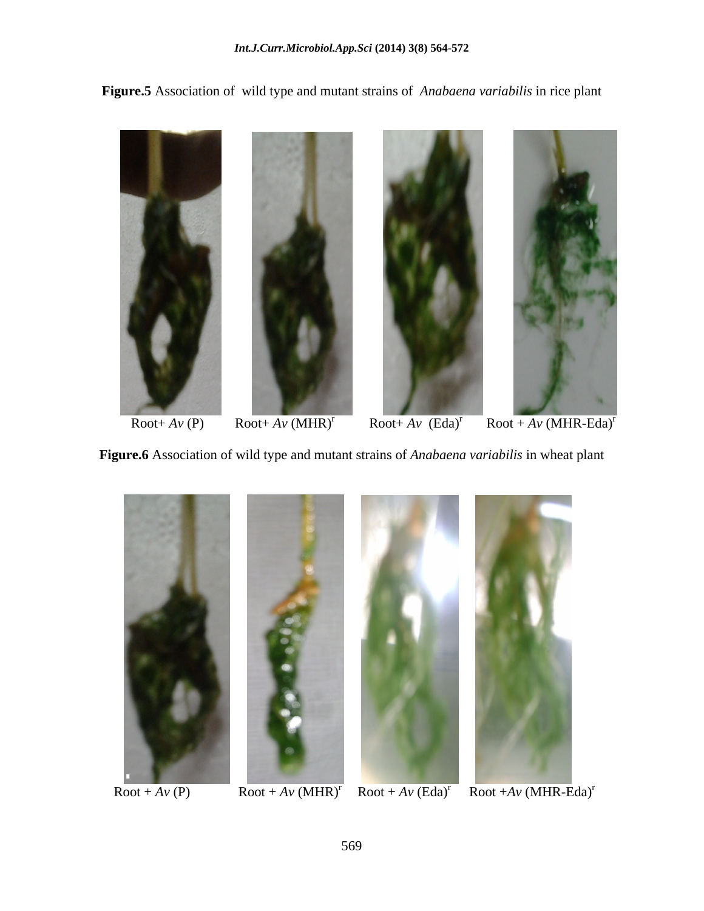**Figure.5** Association of wild type and mutant strains of *Anabaena variabilis* in rice plant

Root+ *Av* (P) Root+ *Av* $(MHR)^r$ Root+ *Av* $(Eda)^r$ Root + *Av* $(MHR\text{-}Eda)^r$

**Figure.6** Association of wild type and mutant strains of *Anabaena variabilis* in wheat plant

Root + *Av* (P) Root + *Av* $(MHR)^r$ Root + *Av* $(Eda)^r$ Root +*Av* $(MHR\text{-}Eda)^r$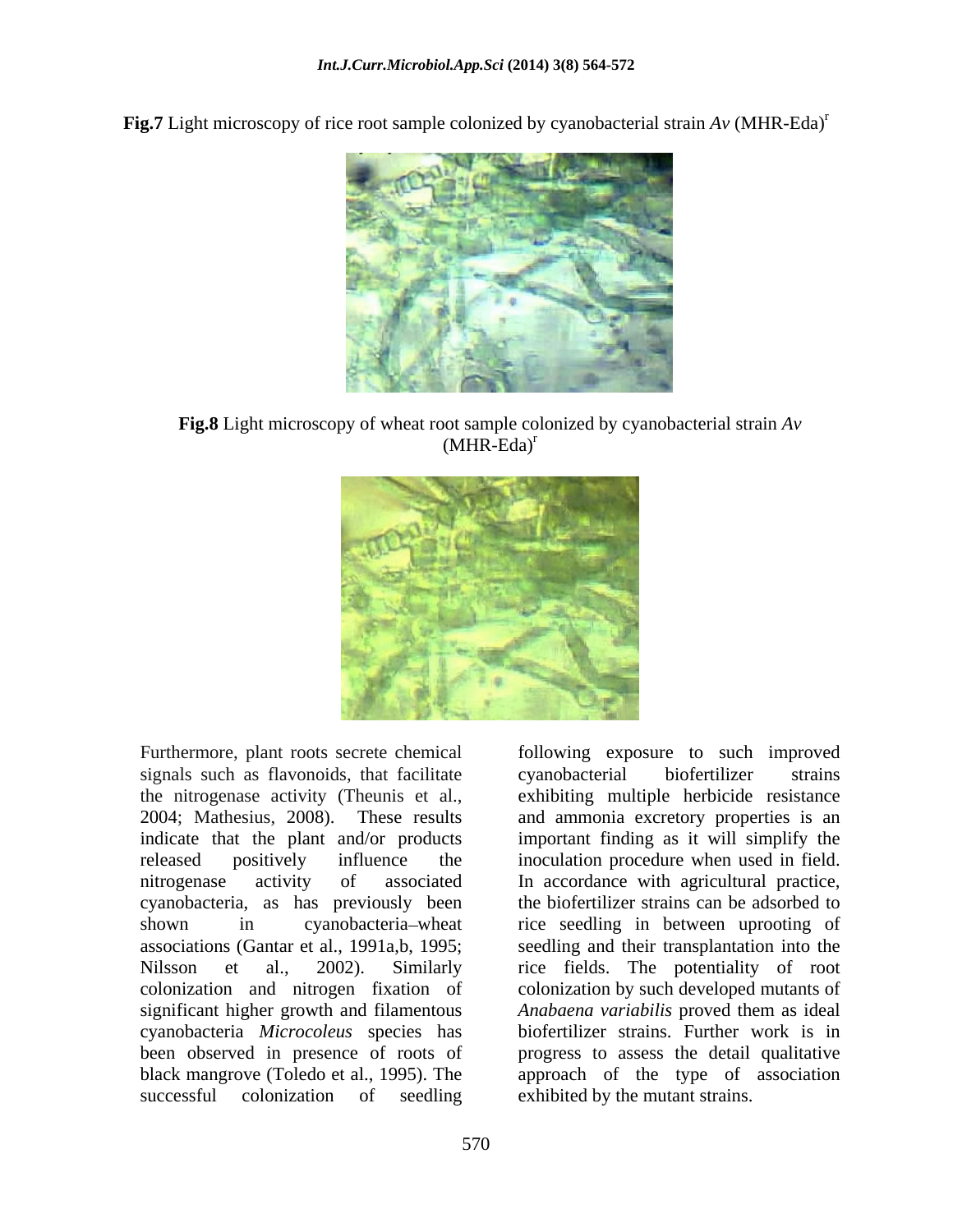**Fig.7** Light microscopy of rice root sample colonized by cyanobacterial strain *Av* (MHR-Eda)[r]

**Fig.8** Light microscopy of wheat root sample colonized by cyanobacterial strain *Av* (MHR-Eda)[r]

Furthermore, plant roots secrete chemical signals such as flavonoids, that facilitate the nitrogenase activity (Theunis et al., 2004; Mathesius, 2008). These results indicate that the plant and/or products released positively influence the nitrogenase activity of associated cyanobacteria, as has previously been shown in cyanobacteria–wheat associations (Gantar et al., 1991a,b, 1995; Nilsson et al., 2002). Similarly colonization and nitrogen fixation of significant higher growth and filamentous cyanobacteria *Microcoleus* species has been observed in presence of roots of black mangrove (Toledo et al., 1995). The successful colonization of seedling following exposure to such improved cyanobacterial biofertilizer strains exhibiting multiple herbicide resistance and ammonia excretory properties is an important finding as it will simplify the inoculation procedure when used in field. In accordance with agricultural practice, the biofertilizer strains can be adsorbed to rice seedling in between uprooting of seedling and their transplantation into the rice fields. The potentiality of root colonization by such developed mutants of *Anabaena variabilis* proved them as ideal biofertilizer strains. Further work is in progress to assess the detail qualitative approach of the type of association exhibited by the mutant strains.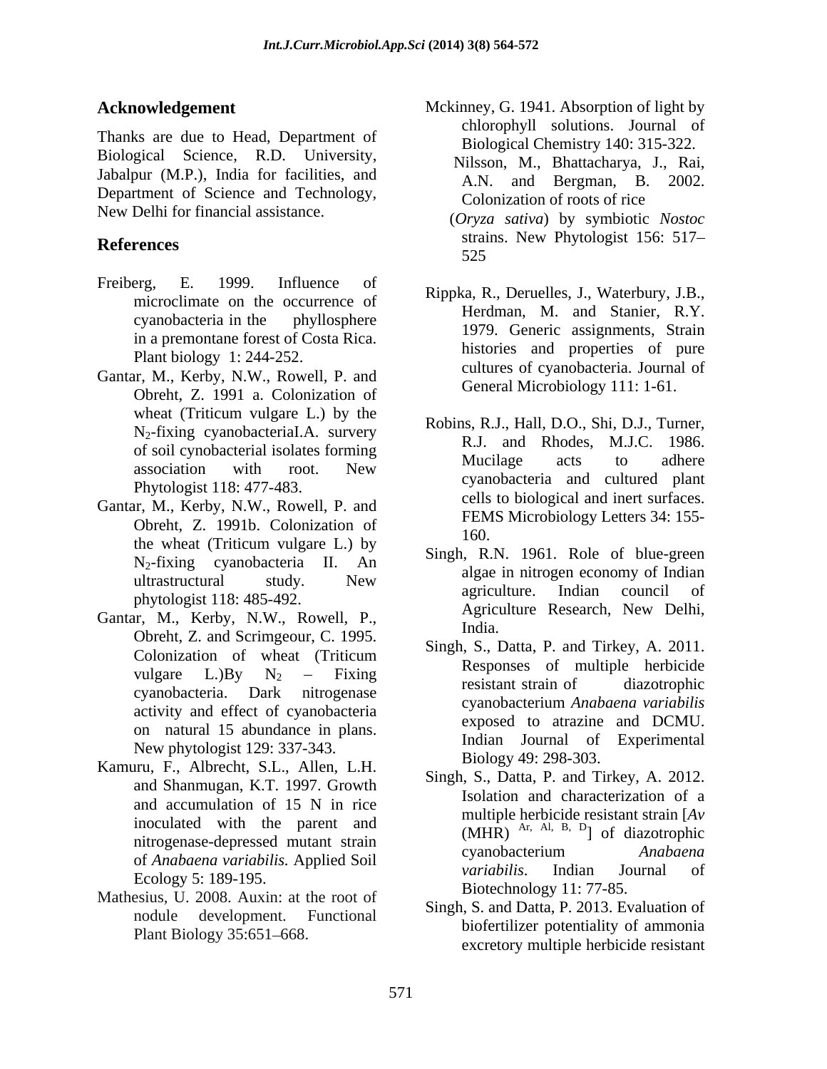## Acknowledgement

Thanks are due to Head, Department of Biological Science, R.D. University, Jabalpur (M.P.), India for facilities, and Department of Science and Technology, New Delhi for financial assistance.

## References

Freiberg, E. 1999. Influence of microclimate on the occurrence of cyanobacteria in the phyllosphere in a premontane forest of Costa Rica. Plant biology 1: 244-252.

Gantar, M., Kerby, N.W., Rowell, P. and Obreht, Z. 1991 a. Colonization of wheat (Triticum vulgare L.) by the $N_2$-fixing cyanobacteriaI.A. survery of soil cynobacterial isolates forming association with root. New Phytologist 118: 477-483.

Gantar, M., Kerby, N.W., Rowell, P. and Obreht, Z. 1991b. Colonization of the wheat (Triticum vulgare L.) by $N_2$-fixing cyanobacteria II. An ultrastructural study. New phytologist 118: 485-492.

Gantar, M., Kerby, N.W., Rowell, P., Obreht, Z. and Scrimgeour, C. 1995. Colonization of wheat (Triticum vulgare L.)By $N_2$ – Fixing cyanobacteria. Dark nitrogenase activity and effect of cyanobacteria on natural 15 abundance in plans. New phytologist 129: 337-343.

Kamuru, F., Albrecht, S.L., Allen, L.H. and Shanmugan, K.T. 1997. Growth and accumulation of 15 N in rice inoculated with the parent and nitrogenase-depressed mutant strain of *Anabaena variabilis.* Applied Soil Ecology 5: 189-195.

Mathesius, U. 2008. Auxin: at the root of nodule development. Functional Plant Biology 35:651–668.

Mckinney, G. 1941. Absorption of light by chlorophyll solutions. Journal of Biological Chemistry 140: 315-322.

Nilsson, M., Bhattacharya, J., Rai, A.N. and Bergman, B. 2002. Colonization of roots of rice (*Oryza sativa*) by symbiotic *Nostoc* strains. New Phytologist 156: 517–525

Rippka, R., Deruelles, J., Waterbury, J.B., Herdman, M. and Stanier, R.Y. 1979. Generic assignments, Strain histories and properties of pure cultures of cyanobacteria. Journal of General Microbiology 111: 1-61.

Robins, R.J., Hall, D.O., Shi, D.J., Turner, R.J. and Rhodes, M.J.C. 1986. Mucilage acts to adhere cyanobacteria and cultured plant cells to biological and inert surfaces. FEMS Microbiology Letters 34: 155-160.

Singh, R.N. 1961. Role of blue-green algae in nitrogen economy of Indian agriculture. Indian council of Agriculture Research, New Delhi, India.

Singh, S., Datta, P. and Tirkey, A. 2011. Responses of multiple herbicide resistant strain of diazotrophic cyanobacterium *Anabaena variabilis* exposed to atrazine and DCMU. Indian Journal of Experimental Biology 49: 298-303.

Singh, S., Datta, P. and Tirkey, A. 2012. Isolation and characterization of a multiple herbicide resistant strain [*Av* (MHR) $^{Ar,\ Al,\ B,\ D}$] of diazotrophic cyanobacterium *Anabaena variabilis*. Indian Journal of Biotechnology 11: 77-85.

Singh, S. and Datta, P. 2013. Evaluation of biofertilizer potentiality of ammonia excretory multiple herbicide resistant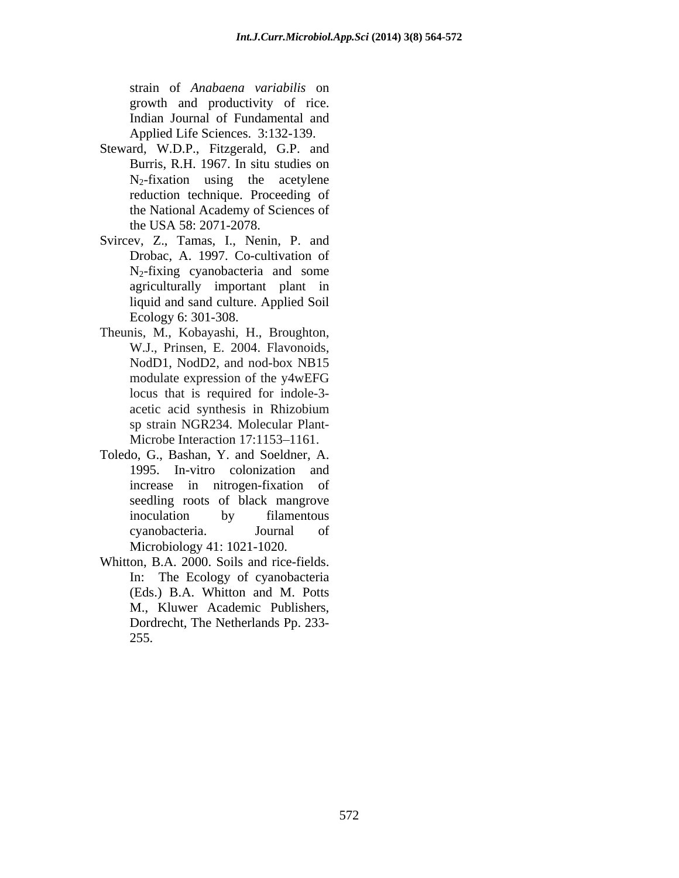strain of *Anabaena variabilis* on growth and productivity of rice. Indian Journal of Fundamental and Applied Life Sciences. 3:132-139.

Steward, W.D.P., Fitzgerald, G.P. and Burris, R.H. 1967. In situ studies on $N_2$-fixation using the acetylene reduction technique. Proceeding of the National Academy of Sciences of the USA 58: 2071-2078.

Svircev, Z., Tamas, I., Nenin, P. and Drobac, A. 1997. Co-cultivation of $N_2$-fixing cyanobacteria and some agriculturally important plant in liquid and sand culture. Applied Soil Ecology 6: 301-308.

Theunis, M., Kobayashi, H., Broughton, W.J., Prinsen, E. 2004. Flavonoids, NodD1, NodD2, and nod-box NB15 modulate expression of the y4wEFG locus that is required for indole-3-acetic acid synthesis in Rhizobium sp strain NGR234. Molecular Plant-Microbe Interaction 17:1153–1161.

Toledo, G., Bashan, Y. and Soeldner, A. 1995. In-vitro colonization and increase in nitrogen-fixation of seedling roots of black mangrove inoculation by filamentous cyanobacteria. Journal of Microbiology 41: 1021-1020.

Whitton, B.A. 2000. Soils and rice-fields. In: The Ecology of cyanobacteria (Eds.) B.A. Whitton and M. Potts M., Kluwer Academic Publishers, Dordrecht, The Netherlands Pp. 233-255.